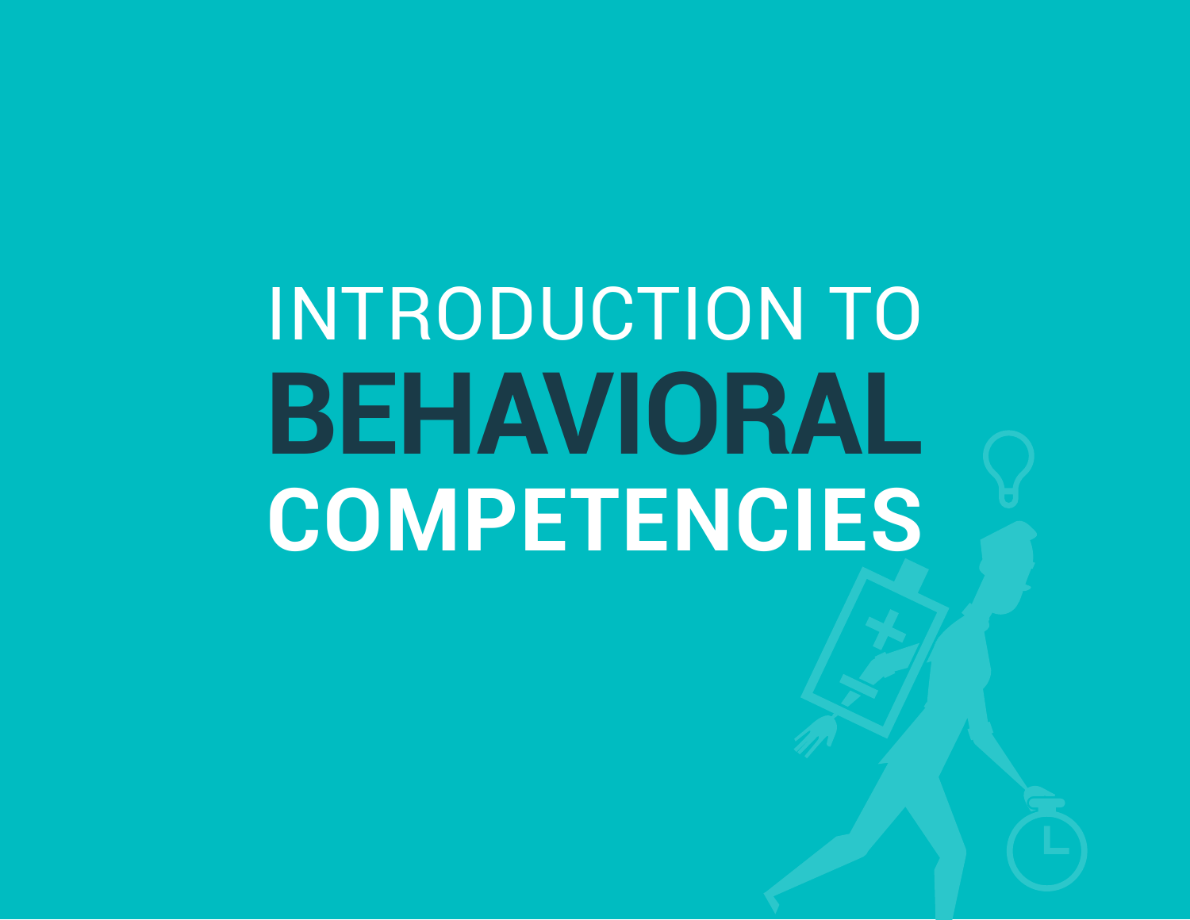# INTRODUCTION TO BEHAVIORAL COMPETENCIES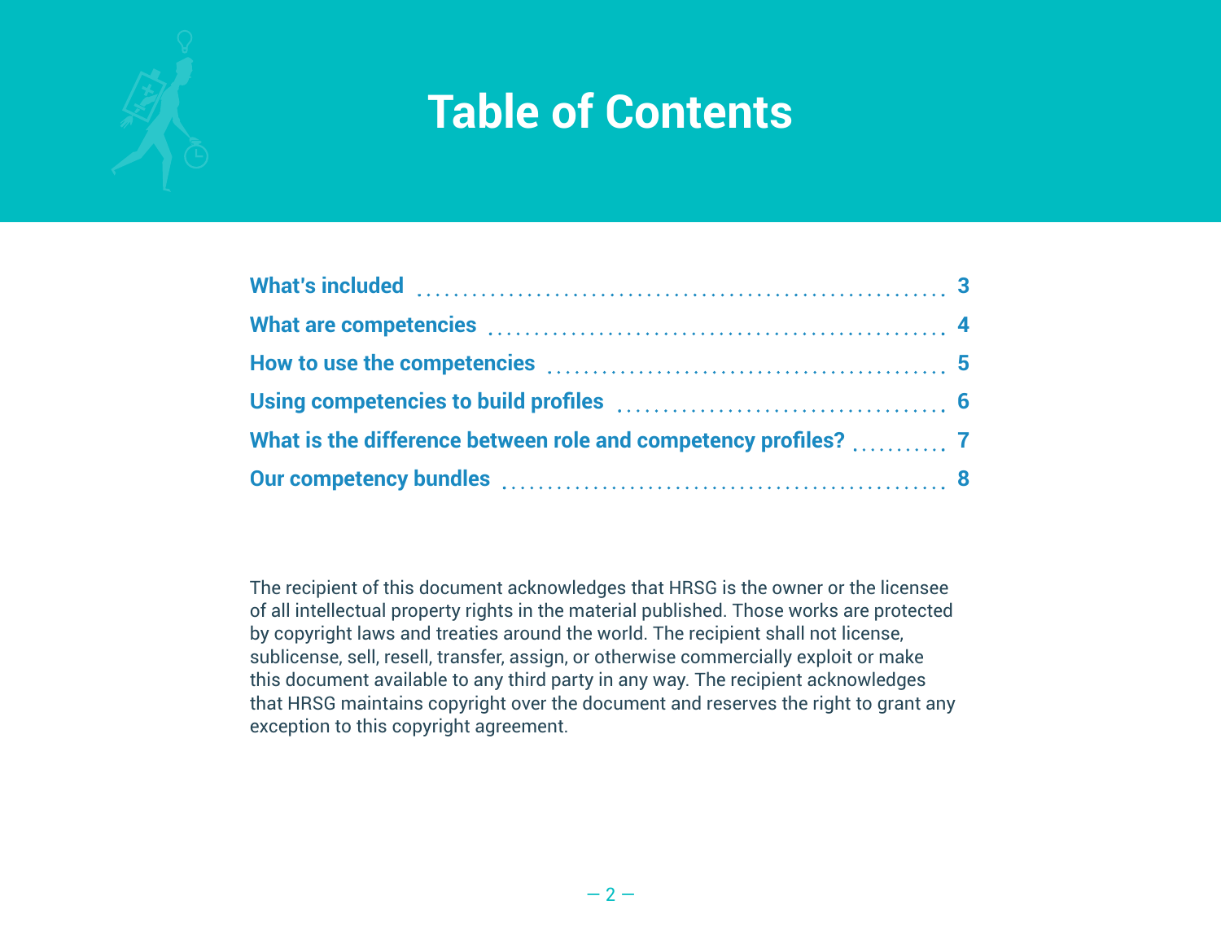# Table of Contents

| | |
|---|---|
| What's included | 3 |
| What are competencies | 4 |
| How to use the competencies | 5 |
| Using competencies to build profiles | 6 |
| What is the difference between role and competency profiles? | 7 |
| Our competency bundles | 8 |

The recipient of this document acknowledges that HRSG is the owner or the licensee of all intellectual property rights in the material published. Those works are protected by copyright laws and treaties around the world. The recipient shall not license, sublicense, sell, resell, transfer, assign, or otherwise commercially exploit or make this document available to any third party in any way. The recipient acknowledges that HRSG maintains copyright over the document and reserves the right to grant any exception to this copyright agreement.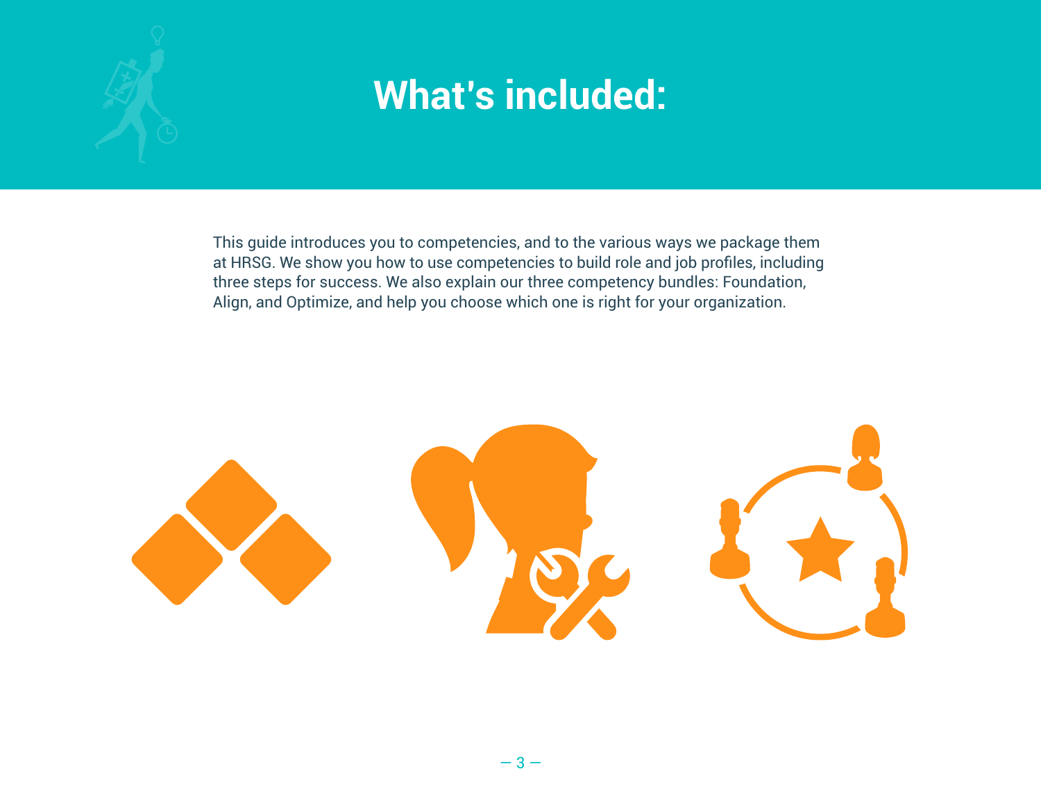# What's included:

This guide introduces you to competencies, and to the various ways we package them at HRSG. We show you how to use competencies to build role and job profiles, including three steps for success. We also explain our three competency bundles: Foundation, Align, and Optimize, and help you choose which one is right for your organization.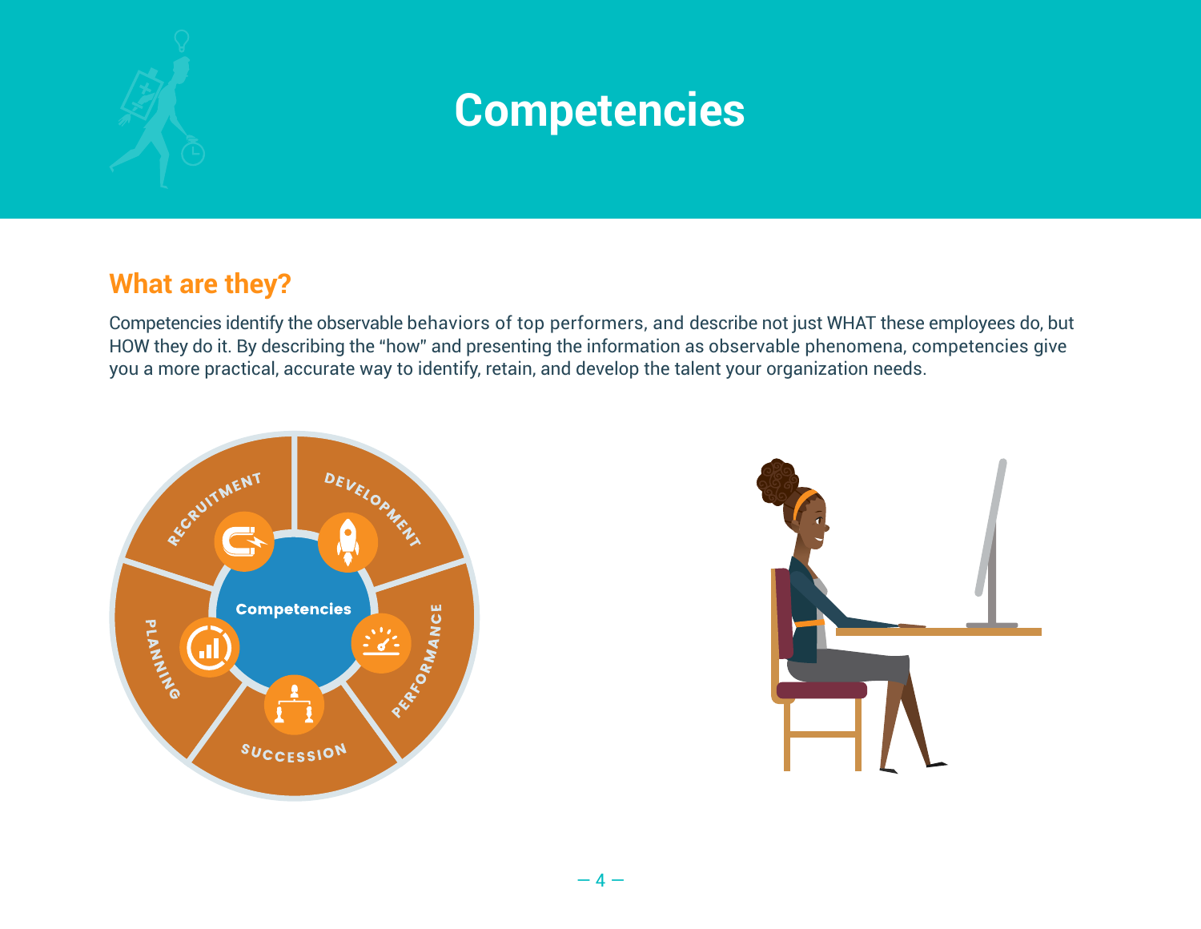# Competencies

## What are they?

Competencies identify the observable behaviors of top performers, and describe not just WHAT these employees do, but HOW they do it. By describing the "how" and presenting the information as observable phenomena, competencies give you a more practical, accurate way to identify, retain, and develop the talent your organization needs.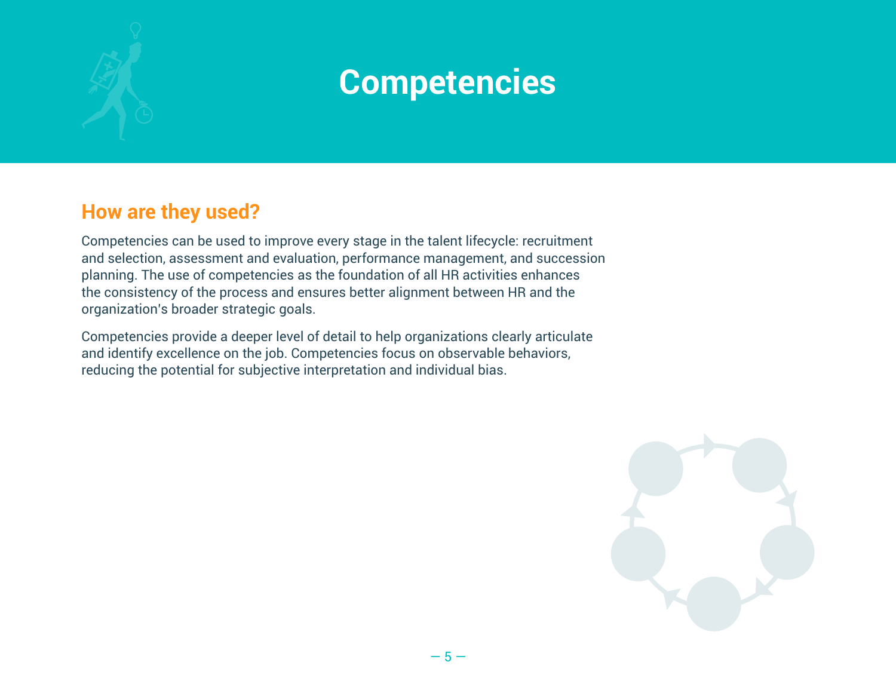# Competencies

## How are they used?

Competencies can be used to improve every stage in the talent lifecycle: recruitment and selection, assessment and evaluation, performance management, and succession planning. The use of competencies as the foundation of all HR activities enhances the consistency of the process and ensures better alignment between HR and the organization's broader strategic goals.

Competencies provide a deeper level of detail to help organizations clearly articulate and identify excellence on the job. Competencies focus on observable behaviors, reducing the potential for subjective interpretation and individual bias.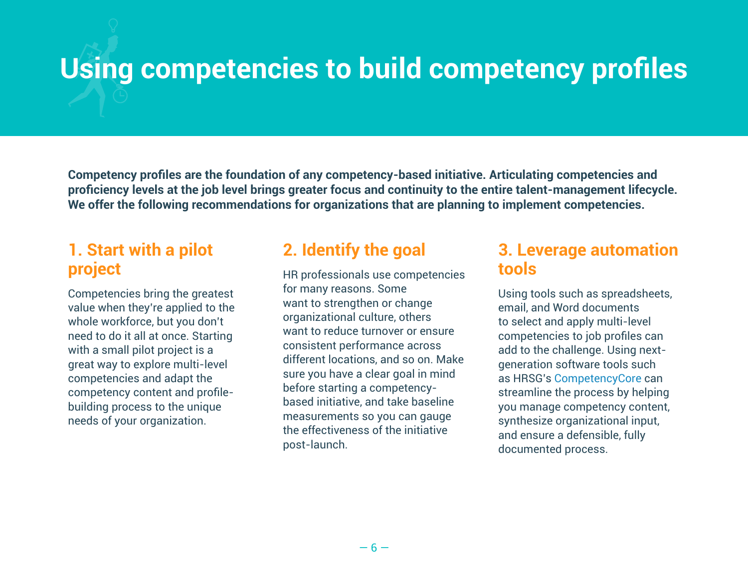# Using competencies to build competency profiles

**Competency profiles are the foundation of any competency-based initiative. Articulating competencies and proficiency levels at the job level brings greater focus and continuity to the entire talent-management lifecycle. We offer the following recommendations for organizations that are planning to implement competencies.**

## 1. Start with a pilot project

Competencies bring the greatest value when they're applied to the whole workforce, but you don't need to do it all at once. Starting with a small pilot project is a great way to explore multi-level competencies and adapt the competency content and profile-building process to the unique needs of your organization.

## 2. Identify the goal

HR professionals use competencies for many reasons. Some want to strengthen or change organizational culture, others want to reduce turnover or ensure consistent performance across different locations, and so on. Make sure you have a clear goal in mind before starting a competency-based initiative, and take baseline measurements so you can gauge the effectiveness of the initiative post-launch.

## 3. Leverage automation tools

Using tools such as spreadsheets, email, and Word documents to select and apply multi-level competencies to job profiles can add to the challenge. Using next-generation software tools such as HRSG's CompetencyCore can streamline the process by helping you manage competency content, synthesize organizational input, and ensure a defensible, fully documented process.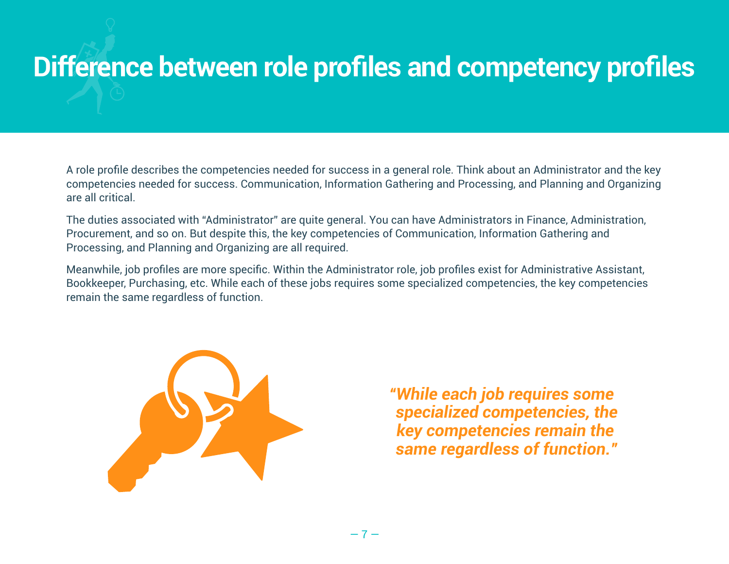# Difference between role profiles and competency profiles

A role profile describes the competencies needed for success in a general role. Think about an Administrator and the key competencies needed for success. Communication, Information Gathering and Processing, and Planning and Organizing are all critical.

The duties associated with "Administrator" are quite general. You can have Administrators in Finance, Administration, Procurement, and so on. But despite this, the key competencies of Communication, Information Gathering and Processing, and Planning and Organizing are all required.

Meanwhile, job profiles are more specific. Within the Administrator role, job profiles exist for Administrative Assistant, Bookkeeper, Purchasing, etc. While each of these jobs requires some specialized competencies, the key competencies remain the same regardless of function.

***"While each job requires some specialized competencies, the key competencies remain the same regardless of function."***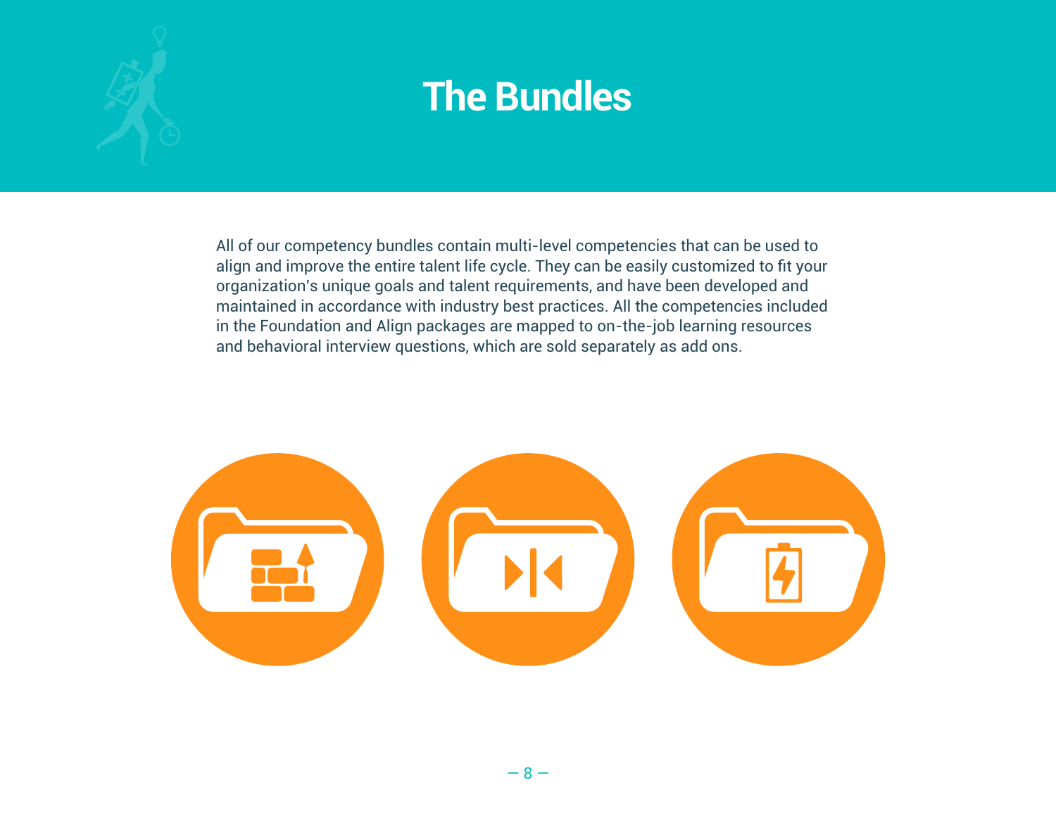# The Bundles

All of our competency bundles contain multi-level competencies that can be used to align and improve the entire talent life cycle. They can be easily customized to fit your organization's unique goals and talent requirements, and have been developed and maintained in accordance with industry best practices. All the competencies included in the Foundation and Align packages are mapped to on-the-job learning resources and behavioral interview questions, which are sold separately as add ons.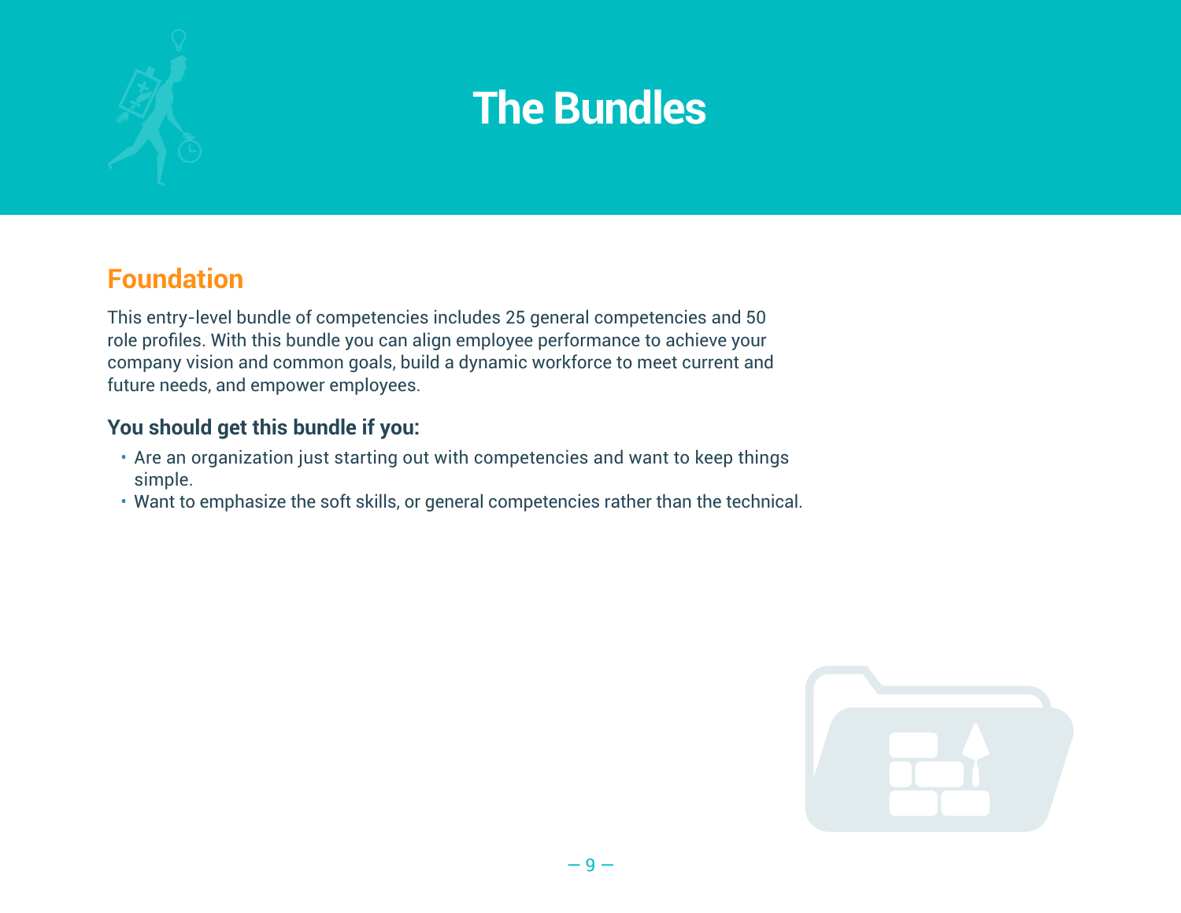# The Bundles

## Foundation

This entry-level bundle of competencies includes 25 general competencies and 50 role profiles. With this bundle you can align employee performance to achieve your company vision and common goals, build a dynamic workforce to meet current and future needs, and empower employees.

### You should get this bundle if you:

- Are an organization just starting out with competencies and want to keep things simple.
- Want to emphasize the soft skills, or general competencies rather than the technical.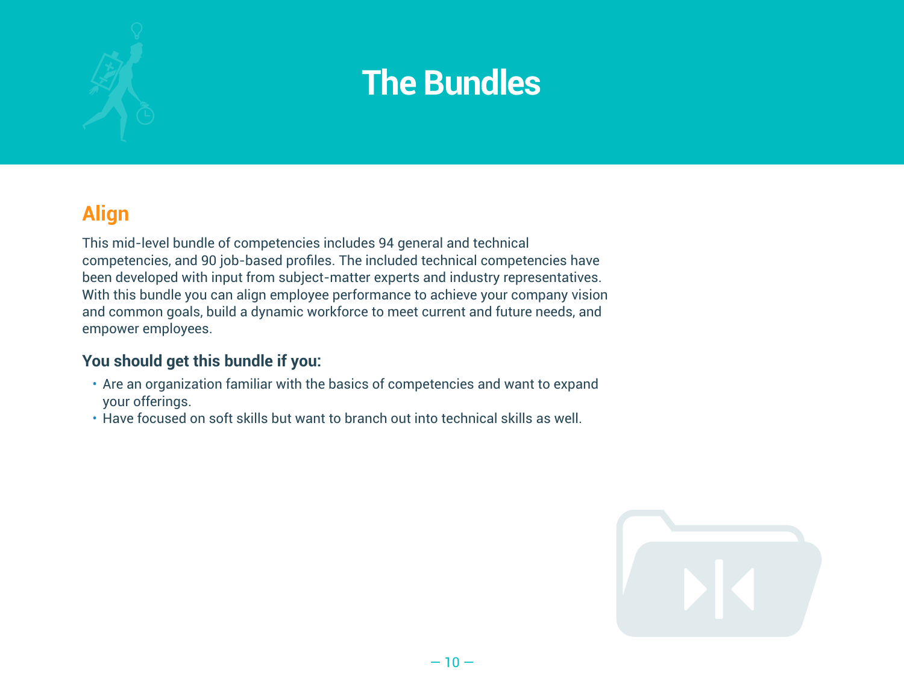# The Bundles

## Align

This mid-level bundle of competencies includes 94 general and technical competencies, and 90 job-based profiles. The included technical competencies have been developed with input from subject-matter experts and industry representatives. With this bundle you can align employee performance to achieve your company vision and common goals, build a dynamic workforce to meet current and future needs, and empower employees.

### You should get this bundle if you:

- Are an organization familiar with the basics of competencies and want to expand your offerings.
- Have focused on soft skills but want to branch out into technical skills as well.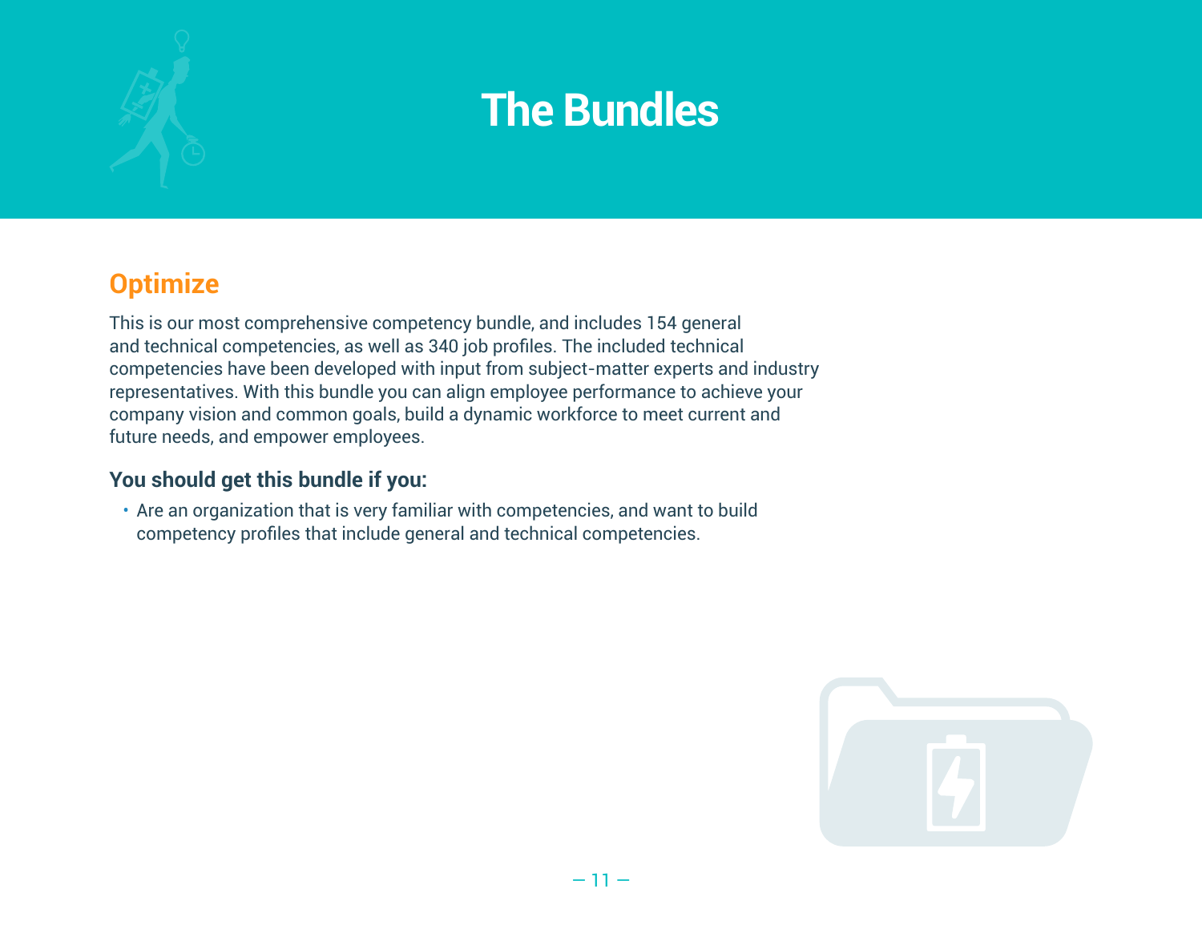# The Bundles

## Optimize

This is our most comprehensive competency bundle, and includes 154 general and technical competencies, as well as 340 job profiles. The included technical competencies have been developed with input from subject-matter experts and industry representatives. With this bundle you can align employee performance to achieve your company vision and common goals, build a dynamic workforce to meet current and future needs, and empower employees.

### You should get this bundle if you:

- Are an organization that is very familiar with competencies, and want to build competency profiles that include general and technical competencies.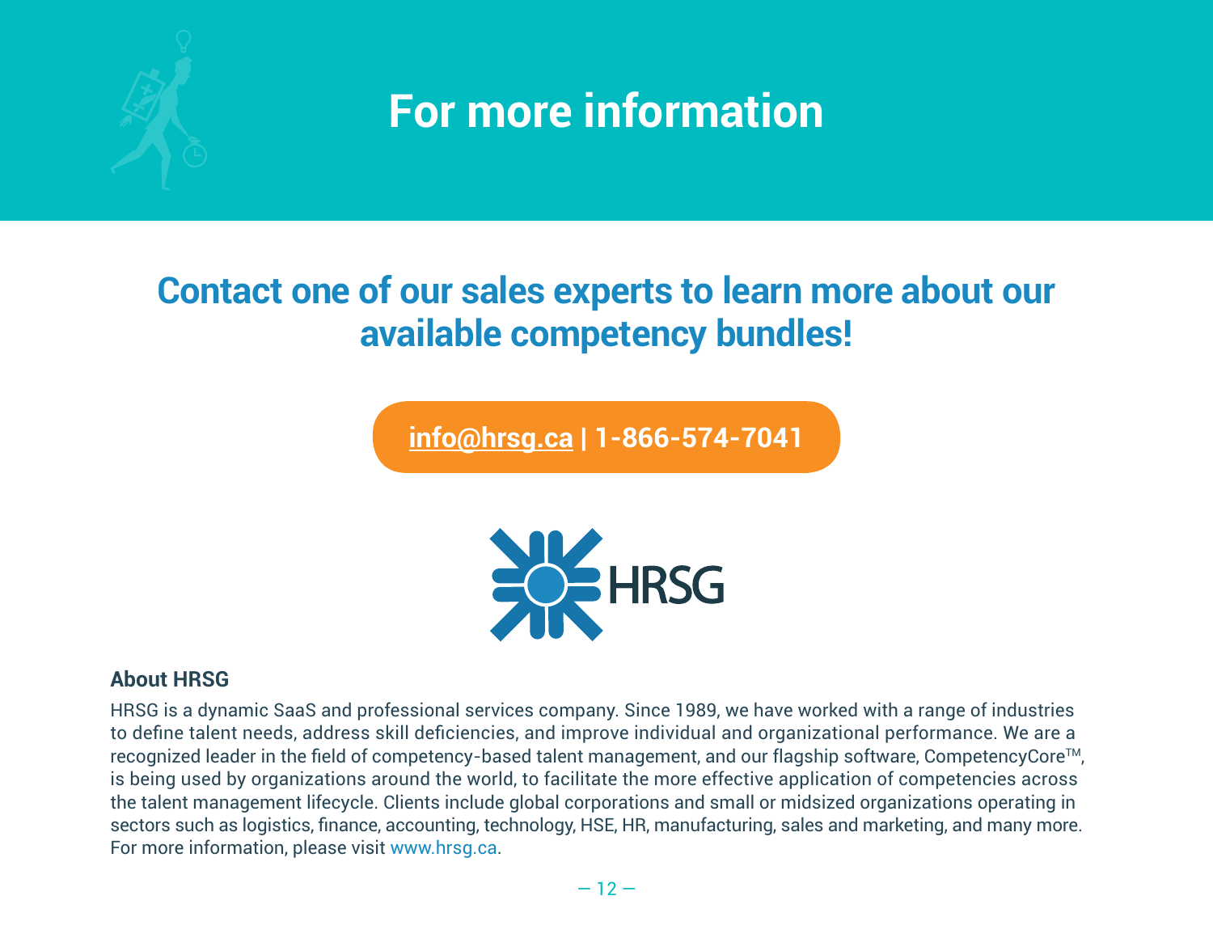# For more information

## Contact one of our sales experts to learn more about our available competency bundles!

**info@hrsg.ca | 1-866-574-7041**

HRSG

**About HRSG**

HRSG is a dynamic SaaS and professional services company. Since 1989, we have worked with a range of industries to define talent needs, address skill deficiencies, and improve individual and organizational performance. We are a recognized leader in the field of competency-based talent management, and our flagship software, CompetencyCore™, is being used by organizations around the world, to facilitate the more effective application of competencies across the talent management lifecycle. Clients include global corporations and small or midsized organizations operating in sectors such as logistics, finance, accounting, technology, HSE, HR, manufacturing, sales and marketing, and many more. For more information, please visit www.hrsg.ca.